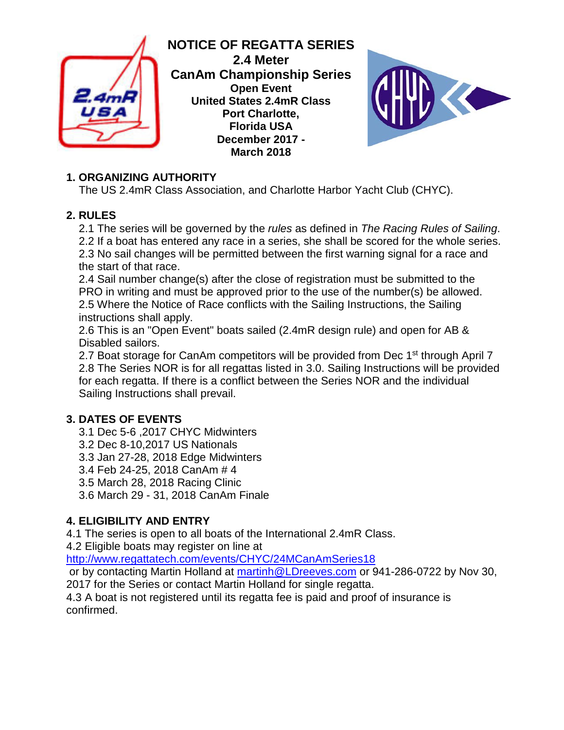# NOTICE OF REGATTA SERIES

## 2.4 Meter

## CanAm Championship Series

**Open Event**
**United States 2.4mR Class**
**Port Charlotte,**
**Florida USA**
**December 2017 -**
**March 2018**

## 1. ORGANIZING AUTHORITY

The US 2.4mR Class Association, and Charlotte Harbor Yacht Club (CHYC).

## 2. RULES

2.1 The series will be governed by the *rules* as defined in *The Racing Rules of Sailing*.
2.2 If a boat has entered any race in a series, she shall be scored for the whole series.
2.3 No sail changes will be permitted between the first warning signal for a race and the start of that race.
2.4 Sail number change(s) after the close of registration must be submitted to the PRO in writing and must be approved prior to the use of the number(s) be allowed.
2.5 Where the Notice of Race conflicts with the Sailing Instructions, the Sailing instructions shall apply.
2.6 This is an "Open Event" boats sailed (2.4mR design rule) and open for AB & Disabled sailors.
2.7 Boat storage for CanAm competitors will be provided from Dec 1st through April 7
2.8 The Series NOR is for all regattas listed in 3.0. Sailing Instructions will be provided for each regatta. If there is a conflict between the Series NOR and the individual Sailing Instructions shall prevail.

## 3. DATES OF EVENTS

3.1 Dec 5-6 ,2017 CHYC Midwinters
3.2 Dec 8-10,2017 US Nationals
3.3 Jan 27-28, 2018 Edge Midwinters
3.4 Feb 24-25, 2018 CanAm # 4
3.5 March 28, 2018 Racing Clinic
3.6 March 29 - 31, 2018 CanAm Finale

## 4. ELIGIBILITY AND ENTRY

4.1 The series is open to all boats of the International 2.4mR Class.
4.2 Eligible boats may register on line at http://www.regattatech.com/events/CHYC/24MCanAmSeries18 or by contacting Martin Holland at martinh@LDreeves.com or 941-286-0722 by Nov 30, 2017 for the Series or contact Martin Holland for single regatta.
4.3 A boat is not registered until its regatta fee is paid and proof of insurance is confirmed.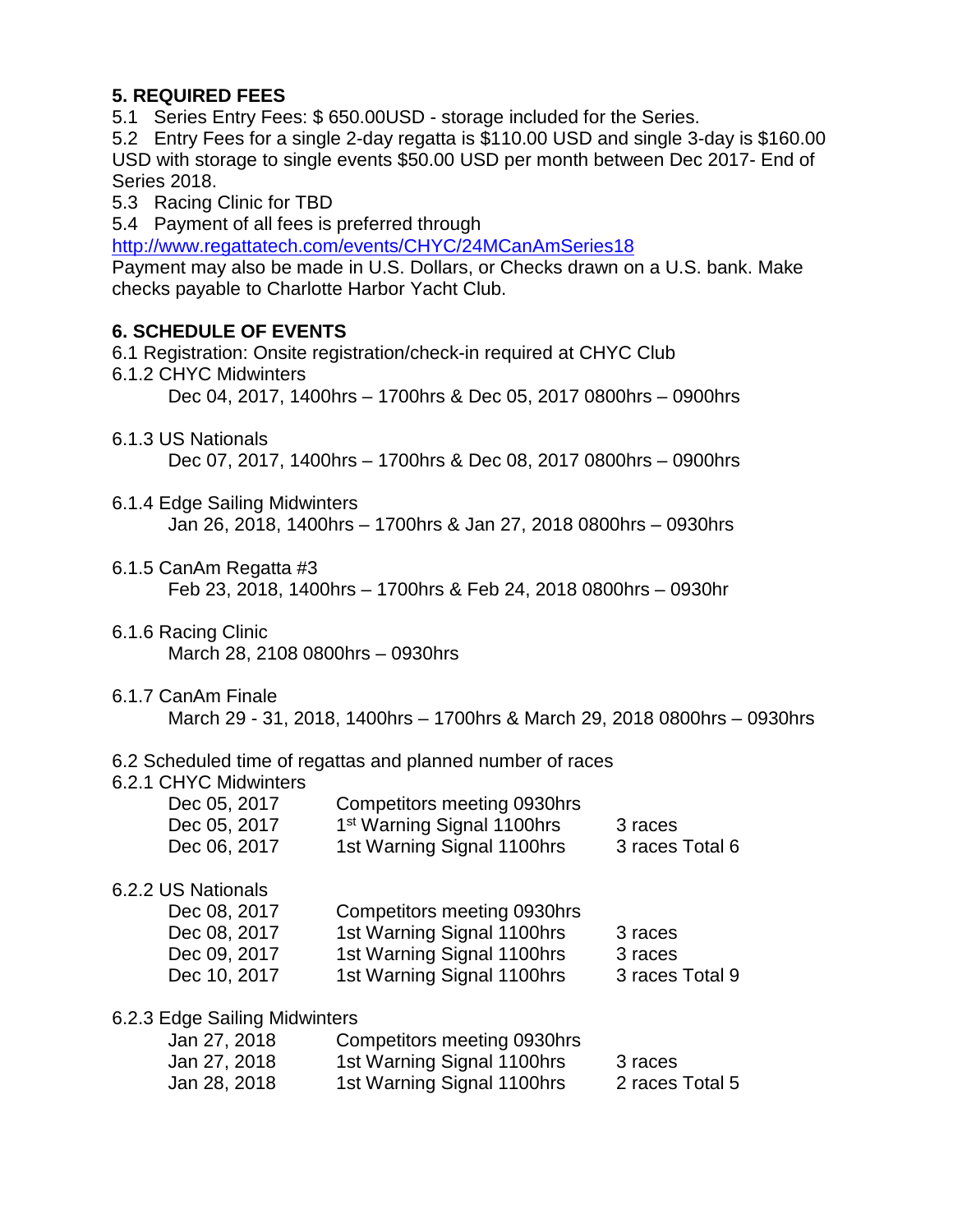### 5. REQUIRED FEES

5.1 Series Entry Fees: $ 650.00USD - storage included for the Series.

5.2 Entry Fees for a single 2-day regatta is $110.00 USD and single 3-day is $160.00 USD with storage to single events $50.00 USD per month between Dec 2017- End of Series 2018.

5.3 Racing Clinic for TBD

5.4 Payment of all fees is preferred through [http://www.regattatech.com/events/CHYC/24MCanAmSeries18](http://www.regattatech.com/events/CHYC/24MCanAmSeries18)
Payment may also be made in U.S. Dollars, or Checks drawn on a U.S. bank. Make checks payable to Charlotte Harbor Yacht Club.

### 6. SCHEDULE OF EVENTS

6.1 Registration: Onsite registration/check-in required at CHYC Club

6.1.2 CHYC Midwinters
Dec 04, 2017, 1400hrs – 1700hrs & Dec 05, 2017 0800hrs – 0900hrs

6.1.3 US Nationals
Dec 07, 2017, 1400hrs – 1700hrs & Dec 08, 2017 0800hrs – 0900hrs

6.1.4 Edge Sailing Midwinters
Jan 26, 2018, 1400hrs – 1700hrs & Jan 27, 2018 0800hrs – 0930hrs

6.1.5 CanAm Regatta #3
Feb 23, 2018, 1400hrs – 1700hrs & Feb 24, 2018 0800hrs – 0930hr

6.1.6 Racing Clinic
March 28, 2108 0800hrs – 0930hrs

6.1.7 CanAm Finale
March 29 - 31, 2018, 1400hrs – 1700hrs & March 29, 2018 0800hrs – 0930hrs

6.2 Scheduled time of regattas and planned number of races

6.2.1 CHYC Midwinters

| | | |
|---|---|---|
| Dec 05, 2017 | Competitors meeting 0930hrs | |
| Dec 05, 2017 | 1st Warning Signal 1100hrs | 3 races |
| Dec 06, 2017 | 1st Warning Signal 1100hrs | 3 races Total 6 |

6.2.2 US Nationals

| | | |
|---|---|---|
| Dec 08, 2017 | Competitors meeting 0930hrs | |
| Dec 08, 2017 | 1st Warning Signal 1100hrs | 3 races |
| Dec 09, 2017 | 1st Warning Signal 1100hrs | 3 races |
| Dec 10, 2017 | 1st Warning Signal 1100hrs | 3 races Total 9 |

6.2.3 Edge Sailing Midwinters

| | | |
|---|---|---|
| Jan 27, 2018 | Competitors meeting 0930hrs | |
| Jan 27, 2018 | 1st Warning Signal 1100hrs | 3 races |
| Jan 28, 2018 | 1st Warning Signal 1100hrs | 2 races Total 5 |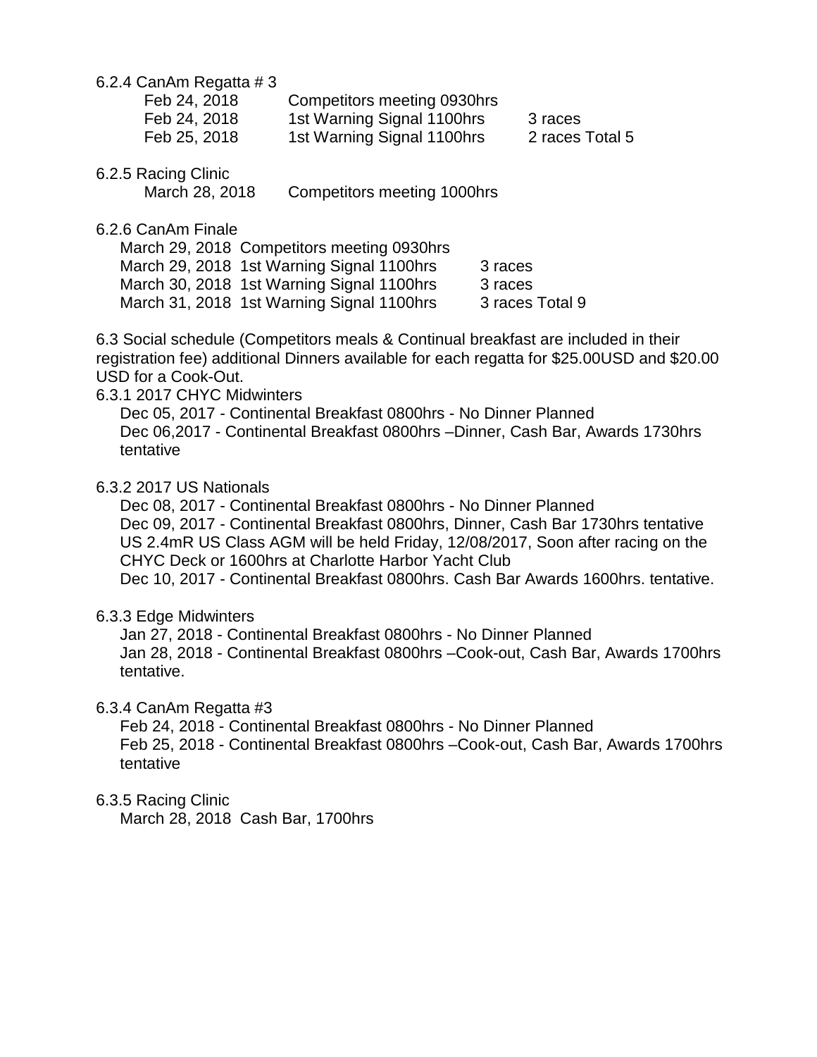6.2.4 CanAm Regatta # 3

| | | |
|---|---|---|
| Feb 24, 2018 | Competitors meeting 0930hrs | |
| Feb 24, 2018 | 1st Warning Signal 1100hrs | 3 races |
| Feb 25, 2018 | 1st Warning Signal 1100hrs | 2 races Total 5 |

6.2.5 Racing Clinic

| | |
|---|---|
| March 28, 2018 | Competitors meeting 1000hrs |

6.2.6 CanAm Finale

| | | |
|---|---|---|
| March 29, 2018 | Competitors meeting 0930hrs | |
| March 29, 2018 | 1st Warning Signal 1100hrs | 3 races |
| March 30, 2018 | 1st Warning Signal 1100hrs | 3 races |
| March 31, 2018 | 1st Warning Signal 1100hrs | 3 races Total 9 |

6.3 Social schedule (Competitors meals & Continual breakfast are included in their registration fee) additional Dinners available for each regatta for $25.00USD and $20.00 USD for a Cook-Out.

6.3.1 2017 CHYC Midwinters

Dec 05, 2017 - Continental Breakfast 0800hrs - No Dinner Planned
Dec 06,2017 - Continental Breakfast 0800hrs –Dinner, Cash Bar, Awards 1730hrs tentative

6.3.2 2017 US Nationals

Dec 08, 2017 - Continental Breakfast 0800hrs - No Dinner Planned
Dec 09, 2017 - Continental Breakfast 0800hrs, Dinner, Cash Bar 1730hrs tentative
US 2.4mR US Class AGM will be held Friday, 12/08/2017, Soon after racing on the CHYC Deck or 1600hrs at Charlotte Harbor Yacht Club
Dec 10, 2017 - Continental Breakfast 0800hrs. Cash Bar Awards 1600hrs. tentative.

6.3.3 Edge Midwinters

Jan 27, 2018 - Continental Breakfast 0800hrs - No Dinner Planned
Jan 28, 2018 - Continental Breakfast 0800hrs –Cook-out, Cash Bar, Awards 1700hrs tentative.

6.3.4 CanAm Regatta #3

Feb 24, 2018 - Continental Breakfast 0800hrs - No Dinner Planned
Feb 25, 2018 - Continental Breakfast 0800hrs –Cook-out, Cash Bar, Awards 1700hrs tentative

6.3.5 Racing Clinic

March 28, 2018 Cash Bar, 1700hrs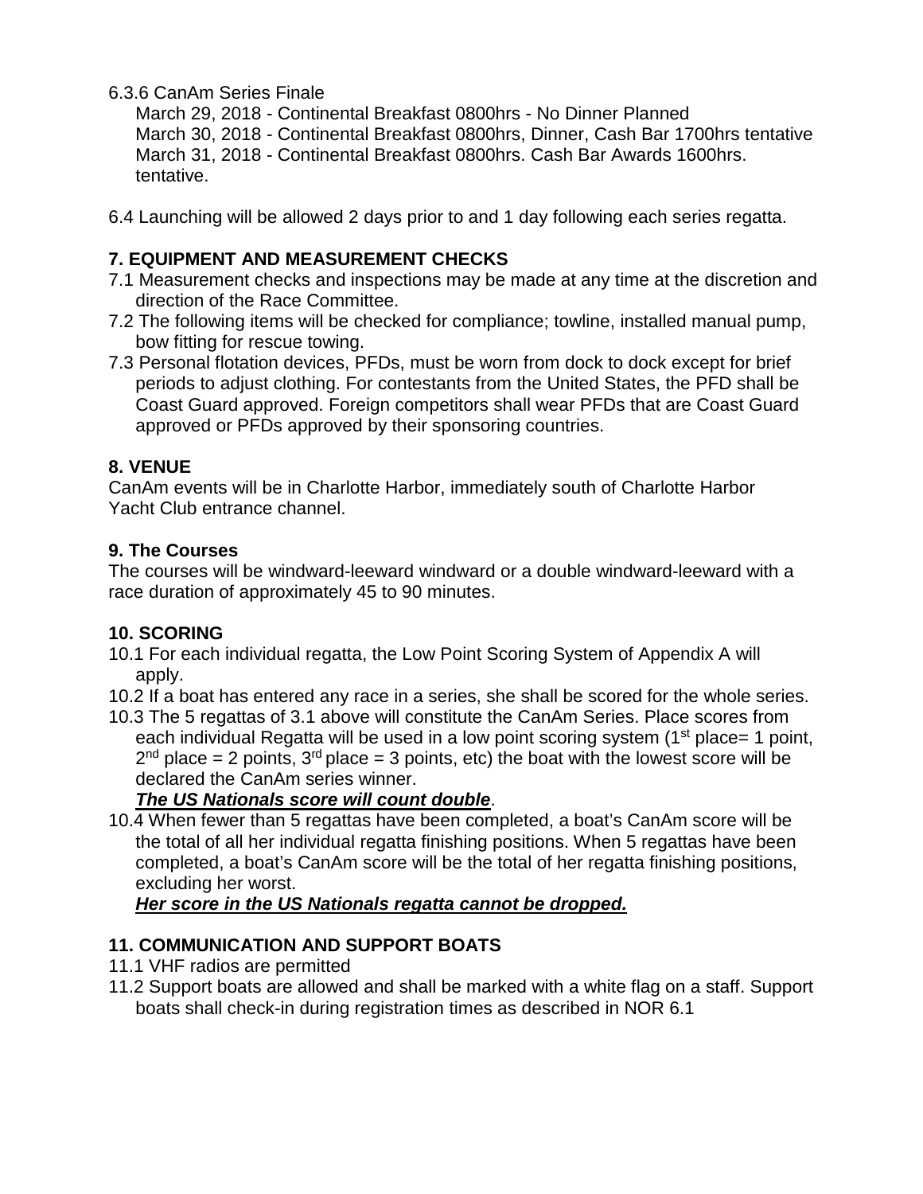6.3.6 CanAm Series Finale

March 29, 2018 - Continental Breakfast 0800hrs - No Dinner Planned
March 30, 2018 - Continental Breakfast 0800hrs, Dinner, Cash Bar 1700hrs tentative
March 31, 2018 - Continental Breakfast 0800hrs. Cash Bar Awards 1600hrs. tentative.

6.4 Launching will be allowed 2 days prior to and 1 day following each series regatta.

**7. EQUIPMENT AND MEASUREMENT CHECKS**

7.1 Measurement checks and inspections may be made at any time at the discretion and direction of the Race Committee.

7.2 The following items will be checked for compliance; towline, installed manual pump, bow fitting for rescue towing.

7.3 Personal flotation devices, PFDs, must be worn from dock to dock except for brief periods to adjust clothing. For contestants from the United States, the PFD shall be Coast Guard approved. Foreign competitors shall wear PFDs that are Coast Guard approved or PFDs approved by their sponsoring countries.

**8. VENUE**

CanAm events will be in Charlotte Harbor, immediately south of Charlotte Harbor Yacht Club entrance channel.

**9. The Courses**

The courses will be windward-leeward windward or a double windward-leeward with a race duration of approximately 45 to 90 minutes.

**10. SCORING**

10.1 For each individual regatta, the Low Point Scoring System of Appendix A will apply.

10.2 If a boat has entered any race in a series, she shall be scored for the whole series.

10.3 The 5 regattas of 3.1 above will constitute the CanAm Series. Place scores from each individual Regatta will be used in a low point scoring system (1st place= 1 point, 2nd place = 2 points, 3rd place = 3 points, etc) the boat with the lowest score will be declared the CanAm series winner.

***The US Nationals score will count double***.

10.4 When fewer than 5 regattas have been completed, a boat's CanAm score will be the total of all her individual regatta finishing positions. When 5 regattas have been completed, a boat's CanAm score will be the total of her regatta finishing positions, excluding her worst.

***Her score in the US Nationals regatta cannot be dropped.***

**11. COMMUNICATION AND SUPPORT BOATS**

11.1 VHF radios are permitted

11.2 Support boats are allowed and shall be marked with a white flag on a staff. Support boats shall check-in during registration times as described in NOR 6.1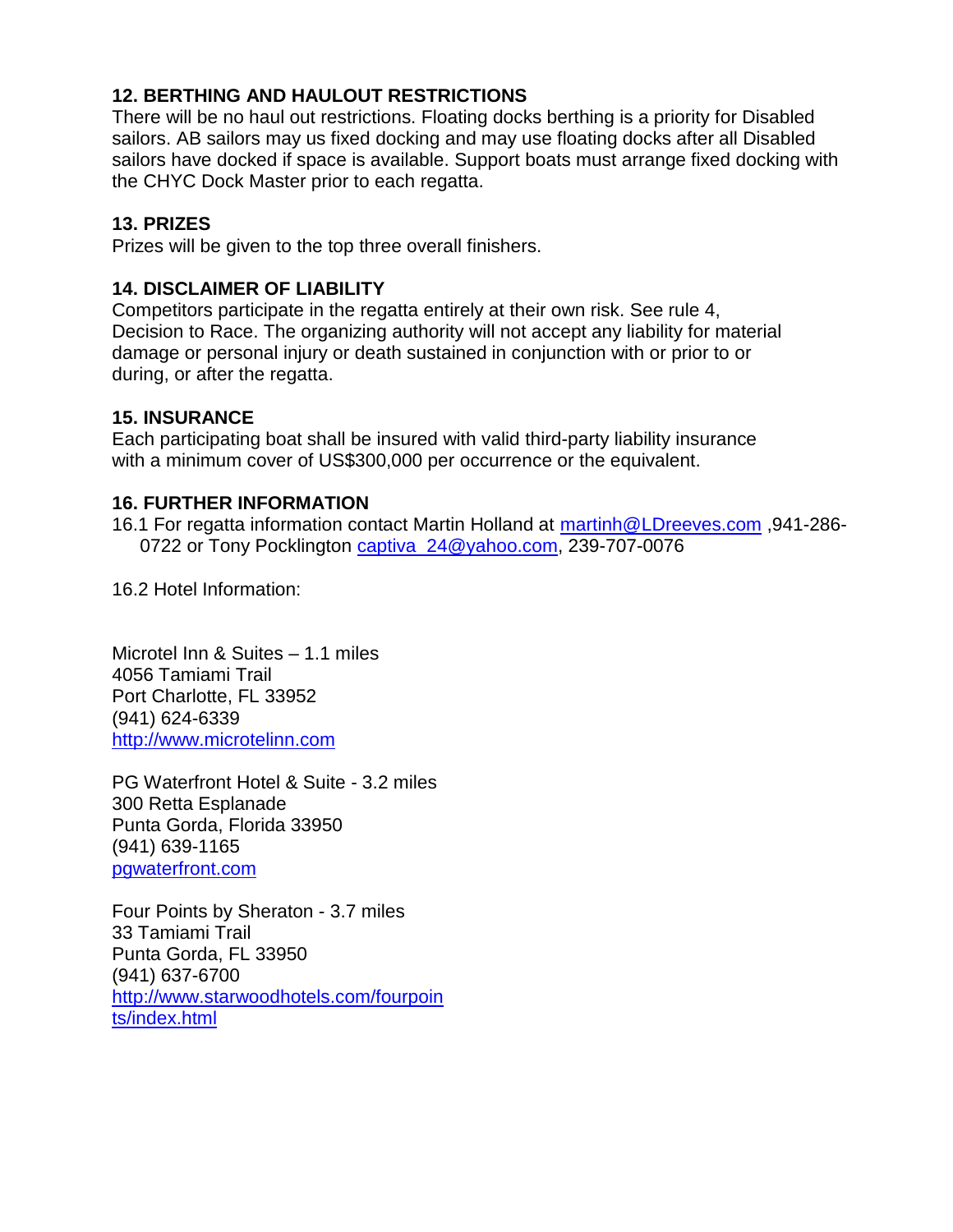**12. BERTHING AND HAULOUT RESTRICTIONS**
There will be no haul out restrictions. Floating docks berthing is a priority for Disabled sailors. AB sailors may us fixed docking and may use floating docks after all Disabled sailors have docked if space is available. Support boats must arrange fixed docking with the CHYC Dock Master prior to each regatta.

**13. PRIZES**
Prizes will be given to the top three overall finishers.

**14. DISCLAIMER OF LIABILITY**
Competitors participate in the regatta entirely at their own risk. See rule 4, Decision to Race. The organizing authority will not accept any liability for material damage or personal injury or death sustained in conjunction with or prior to or during, or after the regatta.

**15. INSURANCE**
Each participating boat shall be insured with valid third-party liability insurance with a minimum cover of US$300,000 per occurrence or the equivalent.

**16. FURTHER INFORMATION**
16.1 For regatta information contact Martin Holland at martinh@LDreeves.com ,941-286-0722 or Tony Pocklington captiva_24@yahoo.com, 239-707-0076

16.2 Hotel Information:

Microtel Inn & Suites – 1.1 miles
4056 Tamiami Trail
Port Charlotte, FL 33952
(941) 624-6339
http://www.microtelinn.com

PG Waterfront Hotel & Suite - 3.2 miles
300 Retta Esplanade
Punta Gorda, Florida 33950
(941) 639-1165
pgwaterfront.com

Four Points by Sheraton - 3.7 miles
33 Tamiami Trail
Punta Gorda, FL 33950
(941) 637-6700
http://www.starwoodhotels.com/fourpoints/index.html